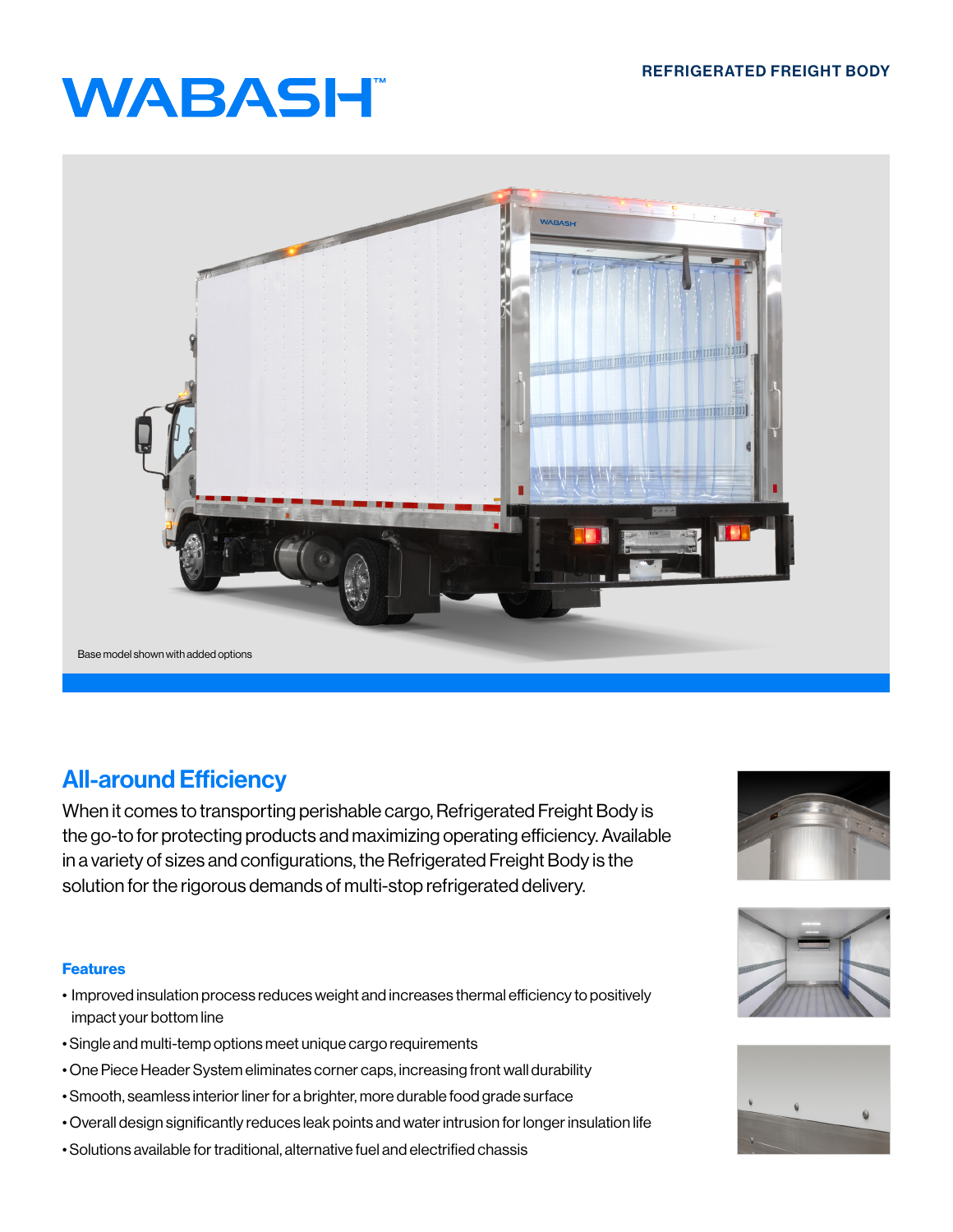# WABASH™

REFRIGERATED FREIGHT BODY

Base model shown with added options

## All-around Efficiency

When it comes to transporting perishable cargo, Refrigerated Freight Body is the go-to for protecting products and maximizing operating efficiency. Available in a variety of sizes and configurations, the Refrigerated Freight Body is the solution for the rigorous demands of multi-stop refrigerated delivery.

### Features

- Improved insulation process reduces weight and increases thermal efficiency to positively impact your bottom line
- Single and multi-temp options meet unique cargo requirements
- One Piece Header System eliminates corner caps, increasing front wall durability
- Smooth, seamless interior liner for a brighter, more durable food grade surface
- Overall design significantly reduces leak points and water intrusion for longer insulation life
- Solutions available for traditional, alternative fuel and electrified chassis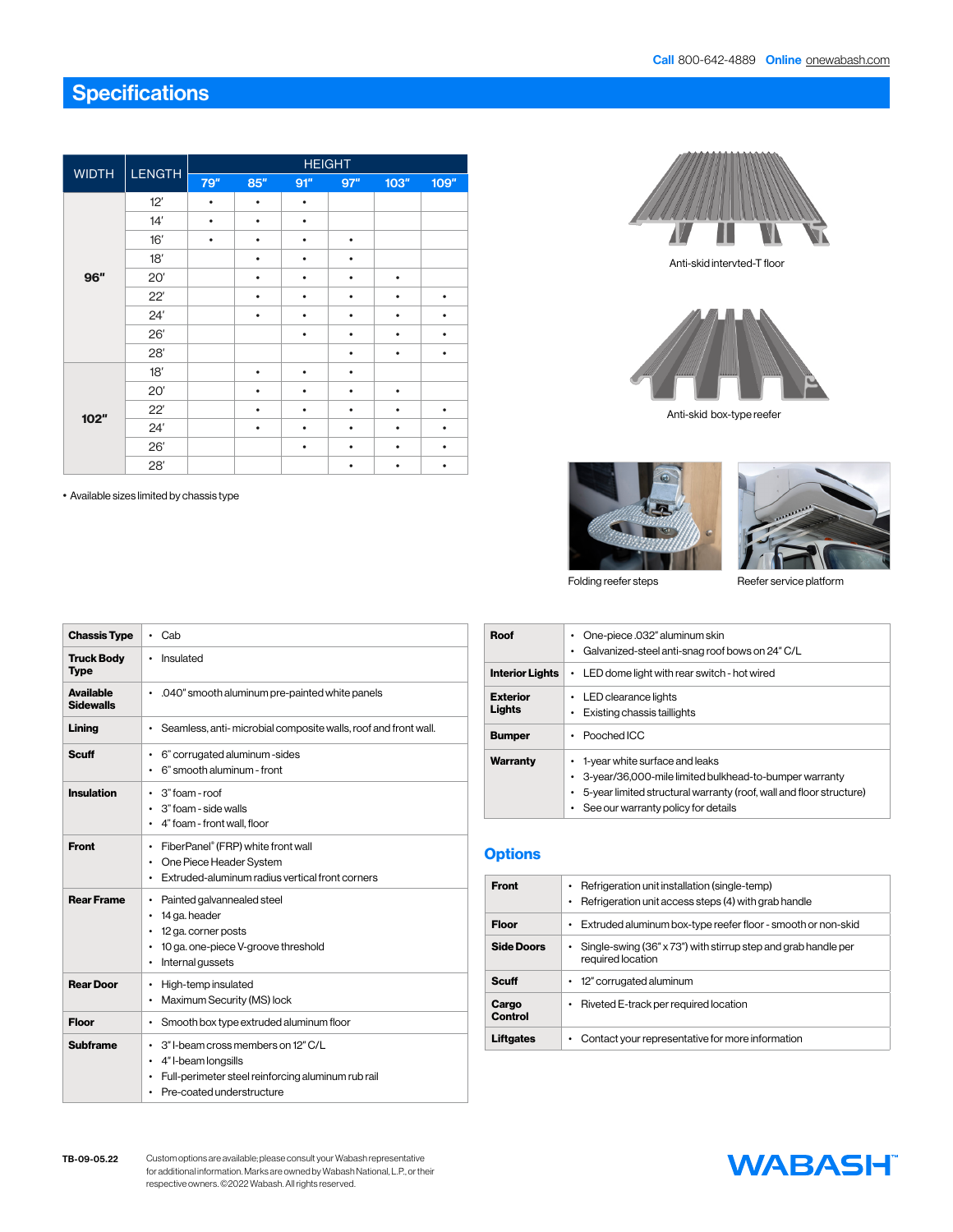Call 800-642-4889 Online onewabash.com

# Specifications

| WIDTH | LENGTH | HEIGHT | | | | | |
|---|---|---|---|---|---|---|---|
| | | 79" | 85" | 91" | 97" | 103" | 109" |
| 96" | 12' | • | • | • | | | |
| | 14' | • | • | • | | | |
| | 16' | • | • | • | • | | |
| | 18' | | • | • | • | | |
| | 20' | | • | • | • | • | |
| | 22' | | • | • | • | • | • |
| | 24' | | • | • | • | • | • |
| | 26' | | | • | • | • | • |
| | 28' | | | | • | • | • |
| 102" | 18' | | • | • | • | | |
| | 20' | | • | • | • | • | |
| | 22' | | • | • | • | • | • |
| | 24' | | • | • | • | • | • |
| | 26' | | | • | • | • | • |
| | 28' | | | | • | • | • |

• Available sizes limited by chassis type

Anti-skid intervted-T floor

Anti-skid box-type reefer

Folding reefer steps

Reefer service platform

| | |
|---|---|
| **Chassis Type** | • Cab |
| **Truck Body Type** | • Insulated |
| **Available Sidewalls** | • .040" smooth aluminum pre-painted white panels |
| **Lining** | • Seamless, anti- microbial composite walls, roof and front wall. |
| **Scuff** | • 6" corrugated aluminum -sides<br>• 6" smooth aluminum - front |
| **Insulation** | • 3" foam - roof<br>• 3" foam - side walls<br>• 4" foam - front wall, floor |
| **Front** | • FiberPanel® (FRP) white front wall<br>• One Piece Header System<br>• Extruded-aluminum radius vertical front corners |
| **Rear Frame** | • Painted galvannealed steel<br>• 14 ga. header<br>• 12 ga. corner posts<br>• 10 ga. one-piece V-groove threshold<br>• Internal gussets |
| **Rear Door** | • High-temp insulated<br>• Maximum Security (MS) lock |
| **Floor** | • Smooth box type extruded aluminum floor |
| **Subframe** | • 3" I-beam cross members on 12" C/L<br>• 4" I-beam longsills<br>• Full-perimeter steel reinforcing aluminum rub rail<br>• Pre-coated understructure |

| | |
|---|---|
| **Roof** | • One-piece .032" aluminum skin<br>• Galvanized-steel anti-snag roof bows on 24" C/L |
| **Interior Lights** | • LED dome light with rear switch - hot wired |
| **Exterior Lights** | • LED clearance lights<br>• Existing chassis taillights |
| **Bumper** | • Pooched ICC |
| **Warranty** | • 1-year white surface and leaks<br>• 3-year/36,000-mile limited bulkhead-to-bumper warranty<br>• 5-year limited structural warranty (roof, wall and floor structure)<br>• See our warranty policy for details |

## Options

| | |
|---|---|
| **Front** | • Refrigeration unit installation (single-temp)<br>• Refrigeration unit access steps (4) with grab handle |
| **Floor** | • Extruded aluminum box-type reefer floor - smooth or non-skid |
| **Side Doors** | • Single-swing (36" x 73") with stirrup step and grab handle per required location |
| **Scuff** | • 12" corrugated aluminum |
| **Cargo Control** | • Riveted E-track per required location |
| **Liftgates** | • Contact your representative for more information |

TB-09-05.22

Custom options are available; please consult your Wabash representative for additional information. Marks are owned by Wabash National, L.P., or their respective owners. ©2022 Wabash. All rights reserved.

WABASH™